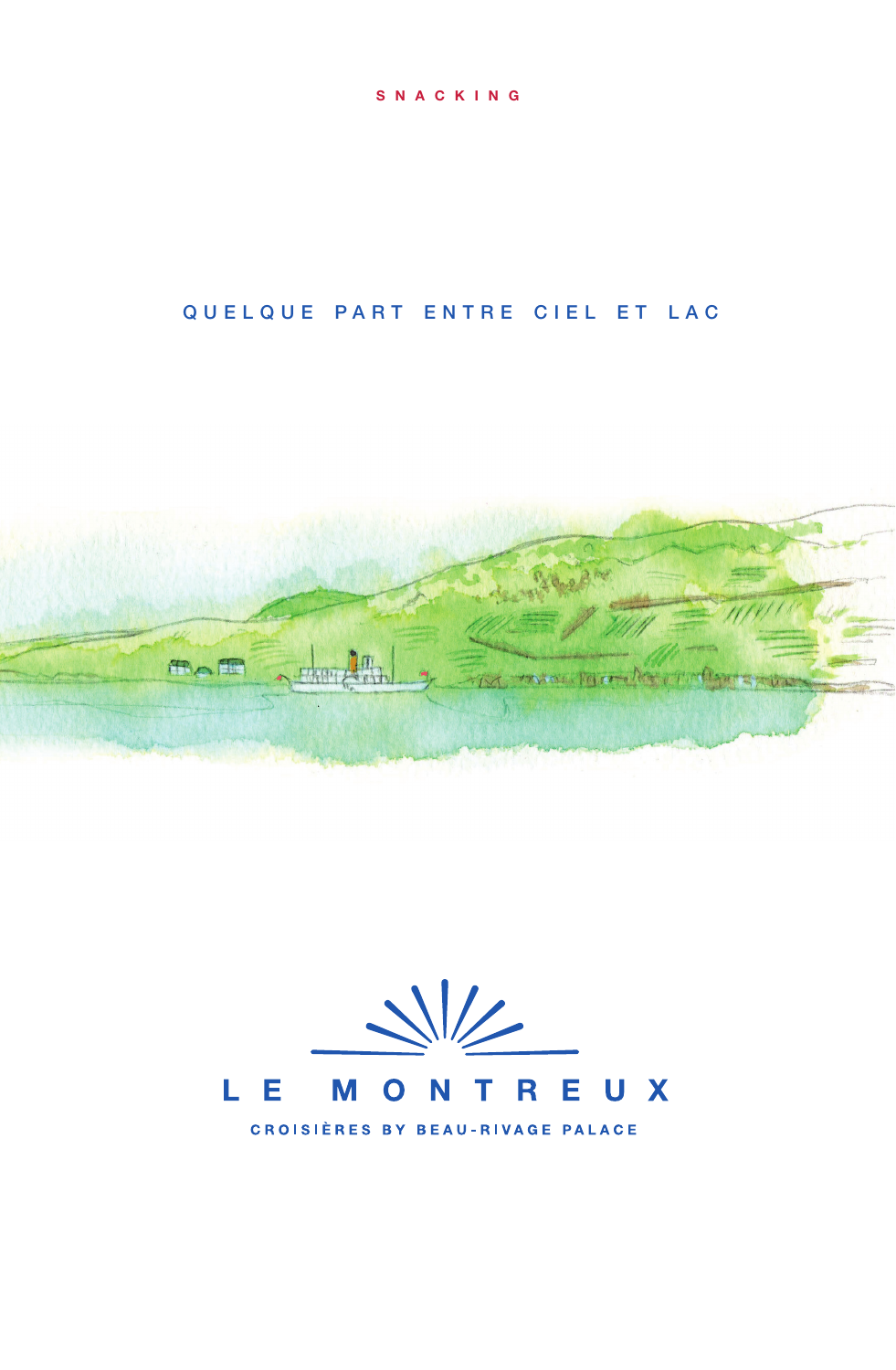SNACKING

# QUELQUE PART ENTRE CIEL ET LAC

LE MONTREUX

CROISIÈRES BY BEAU-RIVAGE PALACE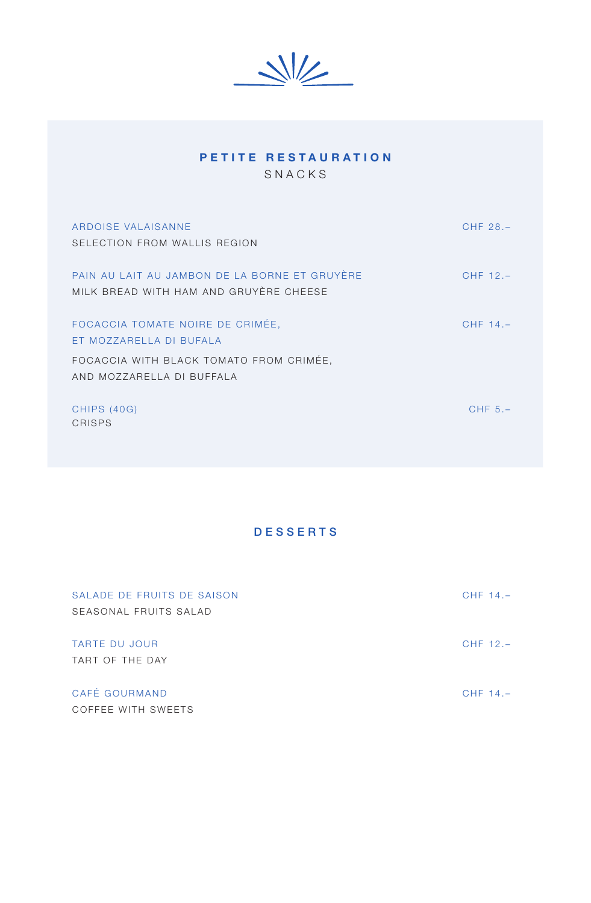## PETITE RESTAURATION

SNACKS

ARDOISE VALAISANNE — CHF 28.–
SELECTION FROM WALLIS REGION

PAIN AU LAIT AU JAMBON DE LA BORNE ET GRUYÈRE — CHF 12.–
MILK BREAD WITH HAM AND GRUYÈRE CHEESE

FOCACCIA TOMATE NOIRE DE CRIMÉE,
ET MOZZARELLA DI BUFALA — CHF 14.–

FOCACCIA WITH BLACK TOMATO FROM CRIMÉE,
AND MOZZARELLA DI BUFFALA

CHIPS (40G) — CHF 5.–
CRISPS

## DESSERTS

SALADE DE FRUITS DE SAISON — CHF 14.–
SEASONAL FRUITS SALAD

TARTE DU JOUR — CHF 12.–
TART OF THE DAY

CAFÉ GOURMAND — CHF 14.–
COFFEE WITH SWEETS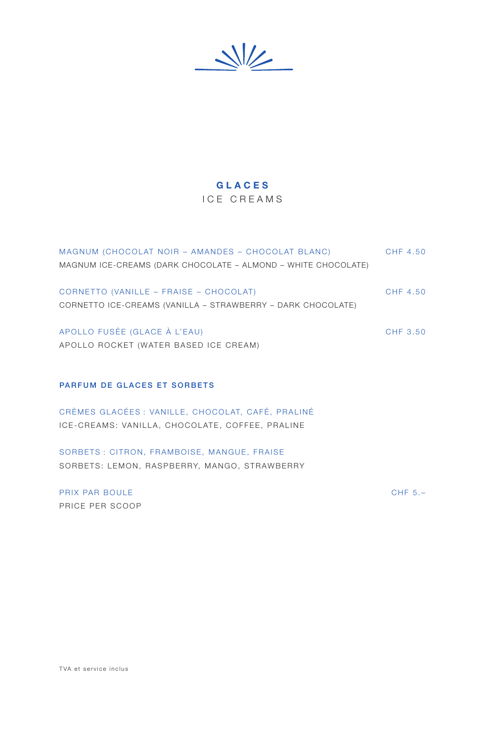# GLACES
ICE CREAMS

MAGNUM (CHOCOLAT NOIR – AMANDES – CHOCOLAT BLANC) CHF 4.50
MAGNUM ICE-CREAMS (DARK CHOCOLATE – ALMOND – WHITE CHOCOLATE)

CORNETTO (VANILLE – FRAISE – CHOCOLAT) CHF 4.50
CORNETTO ICE-CREAMS (VANILLA – STRAWBERRY – DARK CHOCOLATE)

APOLLO FUSÉE (GLACE À L'EAU) CHF 3.50
APOLLO ROCKET (WATER BASED ICE CREAM)

## PARFUM DE GLACES ET SORBETS

CRÈMES GLACÉES : VANILLE, CHOCOLAT, CAFÉ, PRALINÉ
ICE-CREAMS: VANILLA, CHOCOLATE, COFFEE, PRALINE

SORBETS : CITRON, FRAMBOISE, MANGUE, FRAISE
SORBETS: LEMON, RASPBERRY, MANGO, STRAWBERRY

PRIX PAR BOULE CHF 5.–
PRICE PER SCOOP

TVA et service inclus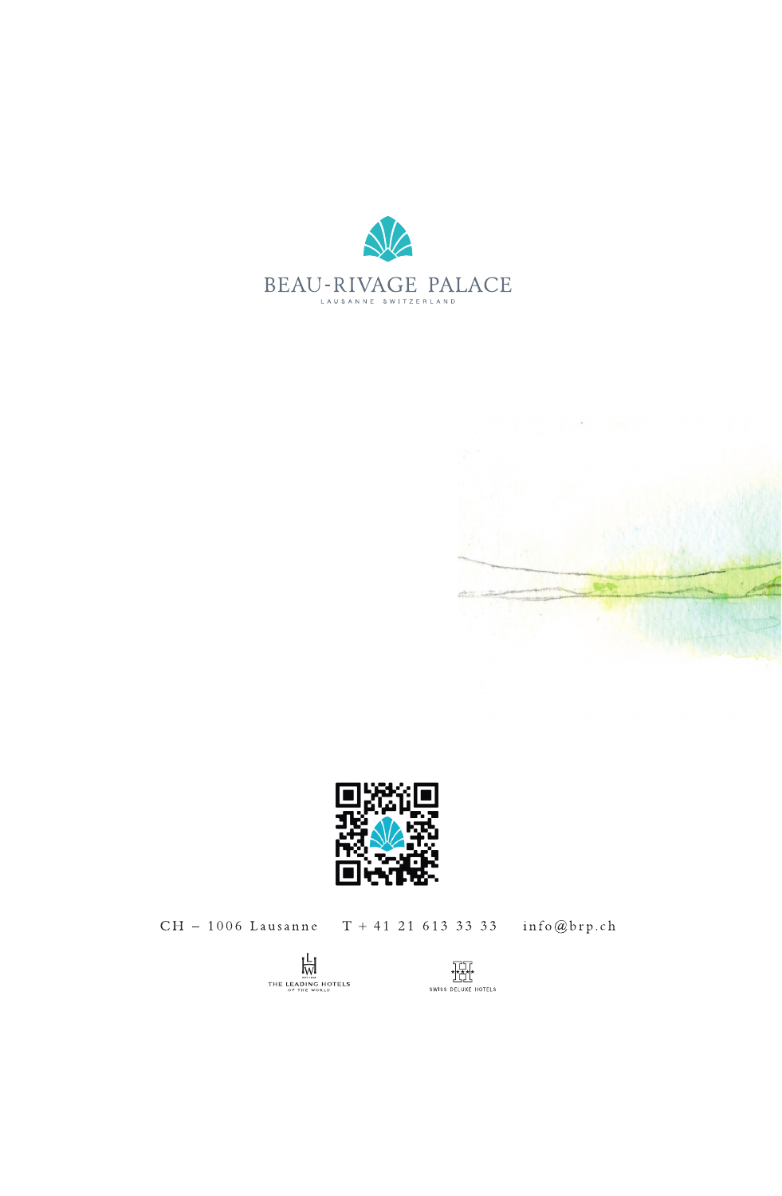BEAU-RIVAGE PALACE

LAUSANNE SWITZERLAND

CH – 1006 Lausanne T + 41 21 613 33 33 info@brp.ch

THE LEADING HOTELS OF THE WORLD

SWISS DELUXE HOTELS